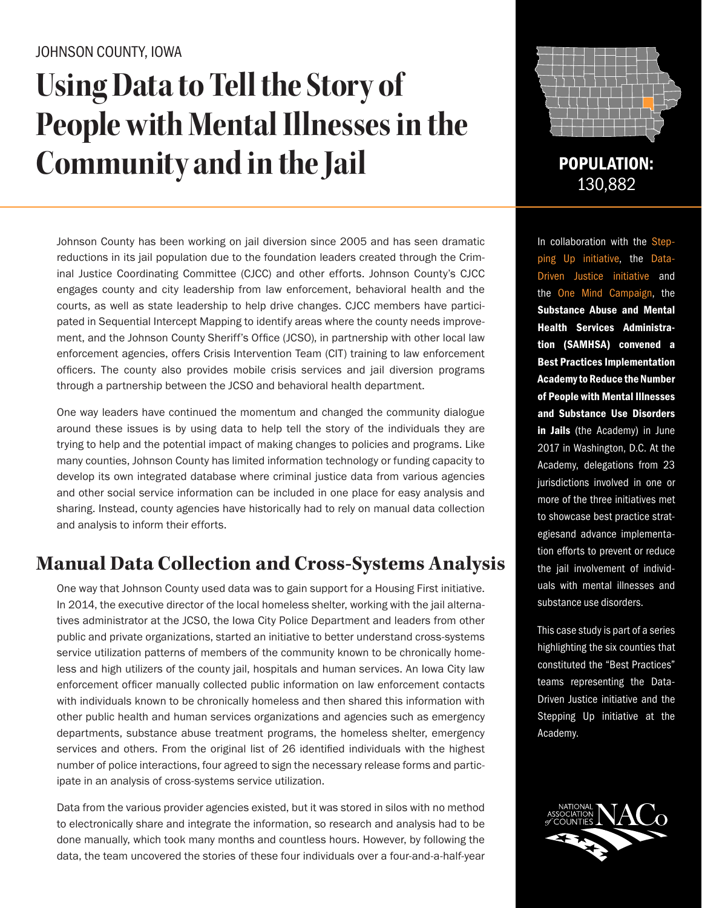JOHNSON COUNTY, IOWA

# Using Data to Tell the Story of People with Mental Illnesses in the Community and in the Jail

**POPULATION:** 130,882

Johnson County has been working on jail diversion since 2005 and has seen dramatic reductions in its jail population due to the foundation leaders created through the Criminal Justice Coordinating Committee (CJCC) and other efforts. Johnson County's CJCC engages county and city leadership from law enforcement, behavioral health and the courts, as well as state leadership to help drive changes. CJCC members have participated in Sequential Intercept Mapping to identify areas where the county needs improvement, and the Johnson County Sheriff's Office (JCSO), in partnership with other local law enforcement agencies, offers Crisis Intervention Team (CIT) training to law enforcement officers. The county also provides mobile crisis services and jail diversion programs through a partnership between the JCSO and behavioral health department.

One way leaders have continued the momentum and changed the community dialogue around these issues is by using data to help tell the story of the individuals they are trying to help and the potential impact of making changes to policies and programs. Like many counties, Johnson County has limited information technology or funding capacity to develop its own integrated database where criminal justice data from various agencies and other social service information can be included in one place for easy analysis and sharing. Instead, county agencies have historically had to rely on manual data collection and analysis to inform their efforts.

## Manual Data Collection and Cross-Systems Analysis

One way that Johnson County used data was to gain support for a Housing First initiative. In 2014, the executive director of the local homeless shelter, working with the jail alternatives administrator at the JCSO, the Iowa City Police Department and leaders from other public and private organizations, started an initiative to better understand cross-systems service utilization patterns of members of the community known to be chronically homeless and high utilizers of the county jail, hospitals and human services. An Iowa City law enforcement officer manually collected public information on law enforcement contacts with individuals known to be chronically homeless and then shared this information with other public health and human services organizations and agencies such as emergency departments, substance abuse treatment programs, the homeless shelter, emergency services and others. From the original list of 26 identified individuals with the highest number of police interactions, four agreed to sign the necessary release forms and participate in an analysis of cross-systems service utilization.

Data from the various provider agencies existed, but it was stored in silos with no method to electronically share and integrate the information, so research and analysis had to be done manually, which took many months and countless hours. However, by following the data, the team uncovered the stories of these four individuals over a four-and-a-half-year

In collaboration with the Stepping Up initiative, the Data-Driven Justice initiative and the One Mind Campaign, the **Substance Abuse and Mental Health Services Administration (SAMHSA) convened a Best Practices Implementation Academy to Reduce the Number of People with Mental Illnesses and Substance Use Disorders in Jails** (the Academy) in June 2017 in Washington, D.C. At the Academy, delegations from 23 jurisdictions involved in one or more of the three initiatives met to showcase best practice strategiesand advance implementation efforts to prevent or reduce the jail involvement of individuals with mental illnesses and substance use disorders.

This case study is part of a series highlighting the six counties that constituted the "Best Practices" teams representing the Data-Driven Justice initiative and the Stepping Up initiative at the Academy.

NATIONAL ASSOCIATION of COUNTIES NACo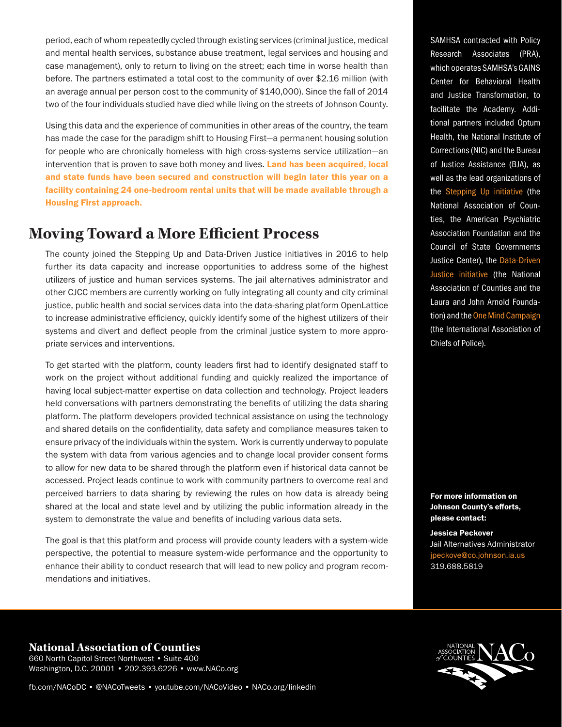period, each of whom repeatedly cycled through existing services (criminal justice, medical and mental health services, substance abuse treatment, legal services and housing and case management), only to return to living on the street; each time in worse health than before. The partners estimated a total cost to the community of over $2.16 million (with an average annual per person cost to the community of $140,000). Since the fall of 2014 two of the four individuals studied have died while living on the streets of Johnson County.

Using this data and the experience of communities in other areas of the country, the team has made the case for the paradigm shift to Housing First—a permanent housing solution for people who are chronically homeless with high cross-systems service utilization—an intervention that is proven to save both money and lives. **Land has been acquired, local and state funds have been secured and construction will begin later this year on a facility containing 24 one-bedroom rental units that will be made available through a Housing First approach.**

## Moving Toward a More Efficient Process

The county joined the Stepping Up and Data-Driven Justice initiatives in 2016 to help further its data capacity and increase opportunities to address some of the highest utilizers of justice and human services systems. The jail alternatives administrator and other CJCC members are currently working on fully integrating all county and city criminal justice, public health and social services data into the data-sharing platform OpenLattice to increase administrative efficiency, quickly identify some of the highest utilizers of their systems and divert and deflect people from the criminal justice system to more appropriate services and interventions.

To get started with the platform, county leaders first had to identify designated staff to work on the project without additional funding and quickly realized the importance of having local subject-matter expertise on data collection and technology. Project leaders held conversations with partners demonstrating the benefits of utilizing the data sharing platform. The platform developers provided technical assistance on using the technology and shared details on the confidentiality, data safety and compliance measures taken to ensure privacy of the individuals within the system. Work is currently underway to populate the system with data from various agencies and to change local provider consent forms to allow for new data to be shared through the platform even if historical data cannot be accessed. Project leads continue to work with community partners to overcome real and perceived barriers to data sharing by reviewing the rules on how data is already being shared at the local and state level and by utilizing the public information already in the system to demonstrate the value and benefits of including various data sets.

The goal is that this platform and process will provide county leaders with a system-wide perspective, the potential to measure system-wide performance and the opportunity to enhance their ability to conduct research that will lead to new policy and program recommendations and initiatives.

SAMHSA contracted with Policy Research Associates (PRA), which operates SAMHSA's GAINS Center for Behavioral Health and Justice Transformation, to facilitate the Academy. Additional partners included Optum Health, the National Institute of Corrections (NIC) and the Bureau of Justice Assistance (BJA), as well as the lead organizations of the Stepping Up initiative (the National Association of Counties, the American Psychiatric Association Foundation and the Council of State Governments Justice Center), the Data-Driven Justice initiative (the National Association of Counties and the Laura and John Arnold Foundation) and the One Mind Campaign (the International Association of Chiefs of Police).

**For more information on Johnson County's efforts, please contact:**

**Jessica Peckover**
Jail Alternatives Administrator
jpeckove@co.johnson.ia.us
319.688.5819

**National Association of Counties**
660 North Capitol Street Northwest • Suite 400
Washington, D.C. 20001 • 202.393.6226 • www.NACo.org

fb.com/NACoDC • @NACoTweets • youtube.com/NACoVideo • NACo.org/linkedin